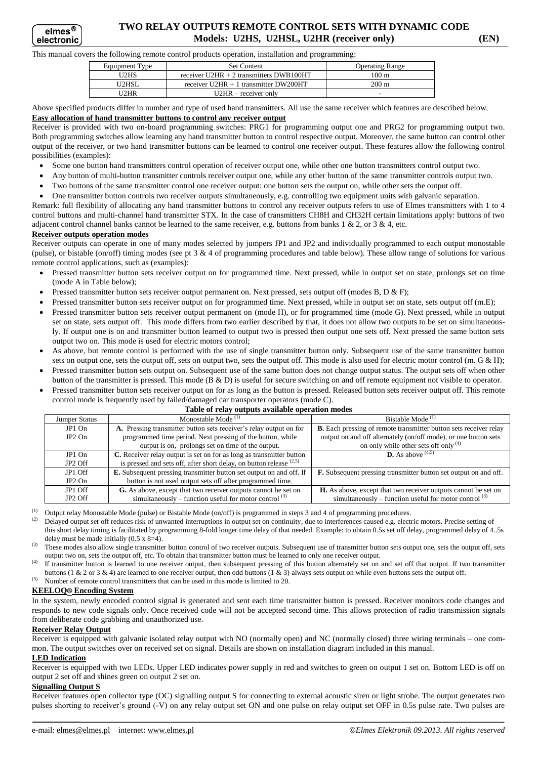# TWO RELAY OUTPUTS REMOTE CONTROL SETS WITH DYNAMIC CODE
## Models: U2HS, U2HSL, U2HR (receiver only) (EN)

This manual covers the following remote control products operation, installation and programming:

| Equipment Type | Set Content | Operating Range |
|---|---|---|
| U2HS | receiver U2HR + 2 transmitters DWB100HT | 100 m |
| U2HSL | receiver U2HR + 1 transmitter DW200HT | 200 m |
| U2HR | U2HR – receiver only | - |

Above specified products differ in number and type of used hand transmitters. All use the same receiver which features are described below.

**Easy allocation of hand transmitter buttons to control any receiver output**

Receiver is provided with two on-board programming switches: PRG1 for programming output one and PRG2 for programming output two. Both programming switches allow learning any hand transmitter button to control respective output. Moreover, the same button can control other output of the receiver, or two hand transmitter buttons can be learned to control one receiver output. These features allow the following control possibilities (examples):

- Some one button hand transmitters control operation of receiver output one, while other one button transmitters control output two.
- Any button of multi-button transmitter controls receiver output one, while any other button of the same transmitter controls output two.
- Two buttons of the same transmitter control one receiver output: one button sets the output on, while other sets the output off.
- One transmitter button controls two receiver outputs simultaneously, e.g. controlling two equipment units with galvanic separation.

Remark: full flexibility of allocating any hand transmitter buttons to control any receiver outputs refers to use of Elmes transmitters with 1 to 4 control buttons and multi-channel hand transmitter STX. In the case of transmitters CH8H and CH32H certain limitations apply: buttons of two adjacent control channel banks cannot be learned to the same receiver, e.g. buttons from banks 1 & 2, or 3 & 4, etc.

**Receiver outputs operation modes**

Receiver outputs can operate in one of many modes selected by jumpers JP1 and JP2 and individually programmed to each output monostable (pulse), or bistable (on/off) timing modes (see pt 3 & 4 of programming procedures and table below). These allow range of solutions for various remote control applications, such as (examples):

- Pressed transmitter button sets receiver output on for programmed time. Next pressed, while in output set on state, prolongs set on time (mode A in Table below);
- Pressed transmitter button sets receiver output permanent on. Next pressed, sets output off (modes B, D & F);
- Pressed transmitter button sets receiver output on for programmed time. Next pressed, while in output set on state, sets output off (m.E);
- Pressed transmitter button sets receiver output permanent on (mode H), or for programmed time (mode G). Next pressed, while in output set on state, sets output off. This mode differs from two earlier described by that, it does not allow two outputs to be set on simultaneously. If output one is on and transmitter button learned to output two is pressed then output one sets off. Next pressed the same button sets output two on. This mode is used for electric motors control;
- As above, but remote control is performed with the use of single transmitter button only. Subsequent use of the same transmitter button sets on output one, sets the output off, sets on output two, sets the output off. This mode is also used for electric motor control (m. G & H);
- Pressed transmitter button sets output on. Subsequent use of the same button does not change output status. The output sets off when other button of the transmitter is pressed. This mode (B & D) is useful for secure switching on and off remote equipment not visible to operator.
- Pressed transmitter button sets receiver output on for as long as the button is pressed. Released button sets receiver output off. This remote control mode is frequently used by failed/damaged car transporter operators (mode C).

**Table of relay outputs available operation modes**

| Jumper Status | Monostable Mode [(1)] | Bistable Mode [(1)] |
|---|---|---|
| JP1 On<br>JP2 On | **A.** Pressing transmitter button sets receiver's relay output on for programmed time period. Next pressing of the button, while output is on, prolongs set on time of the output. | **B.** Each pressing of remote transmitter button sets receiver relay output on and off alternately (on/off mode), or one button sets on only while other sets off only [(4)] |
| JP1 On<br>JP2 Off | **C.** Receiver relay output is set on for as long as transmitter button is pressed and sets off, after short delay, on button release [(2,5)] | **D.** As above [(4,5)] |
| JP1 Off<br>JP2 On | **E.** Subsequent pressing transmitter button set output on and off. If button is not used output sets off after programmed time. | **F.** Subsequent pressing transmitter button set output on and off. |
| JP1 Off<br>JP2 Off | **G.** As above, except that two receiver outputs cannot be set on simultaneously – function useful for motor control [(3)] | **H.** As above, except that two receiver outputs cannot be set on simultaneously – function useful for motor control [(3)] |

[(1)] Output relay Monostable Mode (pulse) or Bistable Mode (on/off) is programmed in steps 3 and 4 of programming procedures.

[(2)] Delayed output set off reduces risk of unwanted interruptions in output set on continuity, due to interferences caused e.g. electric motors. Precise setting of this short delay timing is facilitated by programming 8-fold longer time delay of that needed. Example: to obtain 0.5s set off delay, programmed delay of 4..5s delay must be made initially (0.5 x 8=4).

[(3)] These modes also allow single transmitter button control of two receiver outputs. Subsequent use of transmitter button sets output one, sets the output off, sets output two on, sets the output off, etc. To obtain that transmitter button must be learned to only one receiver output.

[(4)] If transmitter button is learned to one receiver output, then subsequent pressing of this button alternately set on and set off that output. If two transmitter buttons (1 & 2 or 3 & 4) are learned to one receiver output, then odd buttons (1 & 3) always sets output on while even buttons sets the output off.

[(5)] Number of remote control transmitters that can be used in this mode is limited to 20.

**KEELOQ® Encoding System**

In the system, newly encoded control signal is generated and sent each time transmitter button is pressed. Receiver monitors code changes and responds to new code signals only. Once received code will not be accepted second time. This allows protection of radio transmission signals from deliberate code grabbing and unauthorized use.

**Receiver Relay Output**

Receiver is equipped with galvanic isolated relay output with NO (normally open) and NC (normally closed) three wiring terminals – one common. The output switches over on received set on signal. Details are shown on installation diagram included in this manual.

**LED Indication**

Receiver is equipped with two LEDs. Upper LED indicates power supply in red and switches to green on output 1 set on. Bottom LED is off on output 2 set off and shines green on output 2 set on.

**Signalling Output S**

Receiver features open collector type (OC) signalling output S for connecting to external acoustic siren or light strobe. The output generates two pulses shorting to receiver's ground (-V) on any relay output set ON and one pulse on relay output set OFF in 0.5s pulse rate. Two pulses are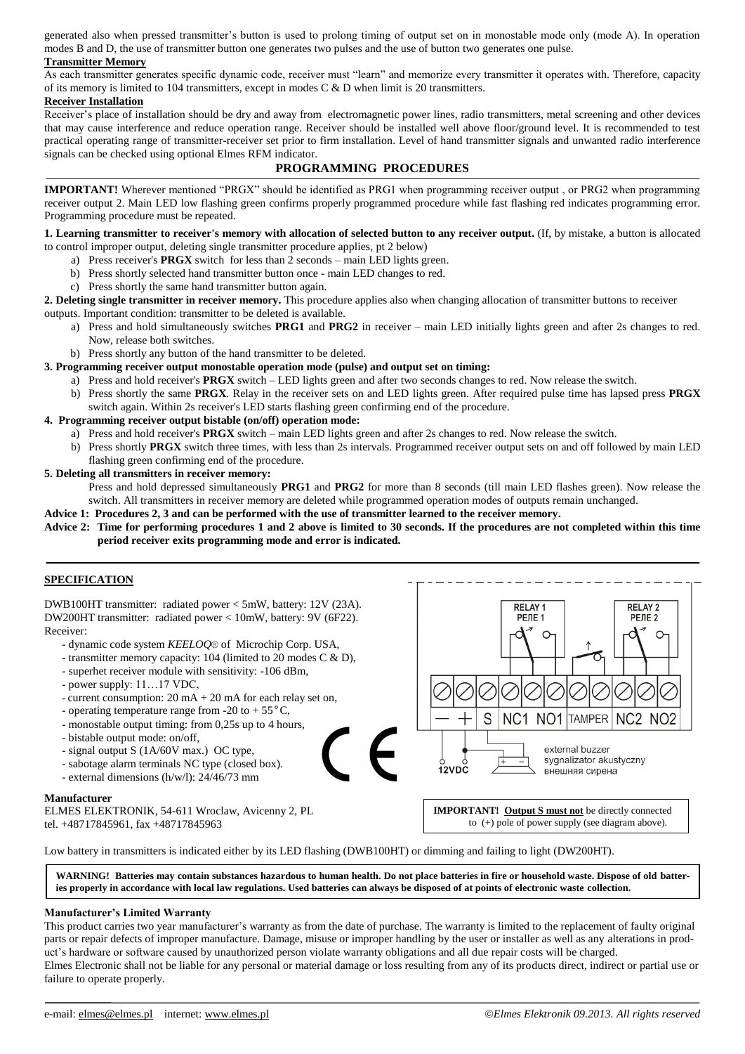generated also when pressed transmitter's button is used to prolong timing of output set on in monostable mode only (mode A). In operation modes B and D, the use of transmitter button one generates two pulses and the use of button two generates one pulse.

**Transmitter Memory**

As each transmitter generates specific dynamic code, receiver must "learn" and memorize every transmitter it operates with. Therefore, capacity of its memory is limited to 104 transmitters, except in modes C & D when limit is 20 transmitters.

**Receiver Installation**

Receiver's place of installation should be dry and away from electromagnetic power lines, radio transmitters, metal screening and other devices that may cause interference and reduce operation range. Receiver should be installed well above floor/ground level. It is recommended to test practical operating range of transmitter-receiver set prior to firm installation. Level of hand transmitter signals and unwanted radio interference signals can be checked using optional Elmes RFM indicator.

## PROGRAMMING PROCEDURES

**IMPORTANT!** Wherever mentioned "PRGX" should be identified as PRG1 when programming receiver output , or PRG2 when programming receiver output 2. Main LED low flashing green confirms properly programmed procedure while fast flashing red indicates programming error. Programming procedure must be repeated.

**1. Learning transmitter to receiver's memory with allocation of selected button to any receiver output.** (If, by mistake, a button is allocated to control improper output, deleting single transmitter procedure applies, pt 2 below)

a) Press receiver's **PRGX** switch for less than 2 seconds – main LED lights green.
b) Press shortly selected hand transmitter button once - main LED changes to red.
c) Press shortly the same hand transmitter button again.

**2. Deleting single transmitter in receiver memory.** This procedure applies also when changing allocation of transmitter buttons to receiver outputs. Important condition: transmitter to be deleted is available.

a) Press and hold simultaneously switches **PRG1** and **PRG2** in receiver – main LED initially lights green and after 2s changes to red. Now, release both switches.
b) Press shortly any button of the hand transmitter to be deleted.

**3. Programming receiver output monostable operation mode (pulse) and output set on timing:**

a) Press and hold receiver's **PRGX** switch – LED lights green and after two seconds changes to red. Now release the switch.
b) Press shortly the same **PRGX**. Relay in the receiver sets on and LED lights green. After required pulse time has lapsed press **PRGX** switch again. Within 2s receiver's LED starts flashing green confirming end of the procedure.

**4. Programming receiver output bistable (on/off) operation mode:**

a) Press and hold receiver's **PRGX** switch – main LED lights green and after 2s changes to red. Now release the switch.
b) Press shortly **PRGX** switch three times, with less than 2s intervals. Programmed receiver output sets on and off followed by main LED flashing green confirming end of the procedure.

**5. Deleting all transmitters in receiver memory:**

Press and hold depressed simultaneously **PRG1** and **PRG2** for more than 8 seconds (till main LED flashes green). Now release the switch. All transmitters in receiver memory are deleted while programmed operation modes of outputs remain unchanged.

**Advice 1: Procedures 2, 3 and can be performed with the use of transmitter learned to the receiver memory.**

**Advice 2: Time for performing procedures 1 and 2 above is limited to 30 seconds. If the procedures are not completed within this time period receiver exits programming mode and error is indicated.**

## SPECIFICATION

DWB100HT transmitter: radiated power < 5mW, battery: 12V (23A).
DW200HT transmitter: radiated power < 10mW, battery: 9V (6F22).
Receiver:

- dynamic code system *KEELOQ*® of Microchip Corp. USA,
- transmitter memory capacity: 104 (limited to 20 modes C & D),
- superhet receiver module with sensitivity: -106 dBm,
- power supply: 11…17 VDC,
- current consumption: 20 mA + 20 mA for each relay set on,
- operating temperature range from -20 to + 55°C,
- monostable output timing: from 0,25s up to 4 hours,
- bistable output mode: on/off,
- signal output S (1A/60V max.) OC type,
- sabotage alarm terminals NC type (closed box).
- external dimensions (h/w/l): 24/46/73 mm

RELAY 1
РЕЛЕ 1
RELAY 2
РЕЛЕ 2
— + S NC1 NO1 TAMPER NC2 NO2
12VDC
external buzzer
sygnalizator akustyczny
внешняя сирена

**Manufacturer**

ELMES ELEKTRONIK, 54-611 Wroclaw, Avicenny 2, PL
tel. +48717845961, fax +48717845963

**IMPORTANT!** **Output S must not** be directly connected to (+) pole of power supply (see diagram above).

Low battery in transmitters is indicated either by its LED flashing (DWB100HT) or dimming and failing to light (DW200HT).

**WARNING! Batteries may contain substances hazardous to human health. Do not place batteries in fire or household waste. Dispose of old batteries properly in accordance with local law regulations. Used batteries can always be disposed of at points of electronic waste collection.**

**Manufacturer's Limited Warranty**

This product carries two year manufacturer's warranty as from the date of purchase. The warranty is limited to the replacement of faulty original parts or repair defects of improper manufacture. Damage, misuse or improper handling by the user or installer as well as any alterations in product's hardware or software caused by unauthorized person violate warranty obligations and all due repair costs will be charged.

Elmes Electronic shall not be liable for any personal or material damage or loss resulting from any of its products direct, indirect or partial use or failure to operate properly.

e-mail: elmes@elmes.pl internet: www.elmes.pl *©Elmes Elektronik 09.2013. All rights reserved*